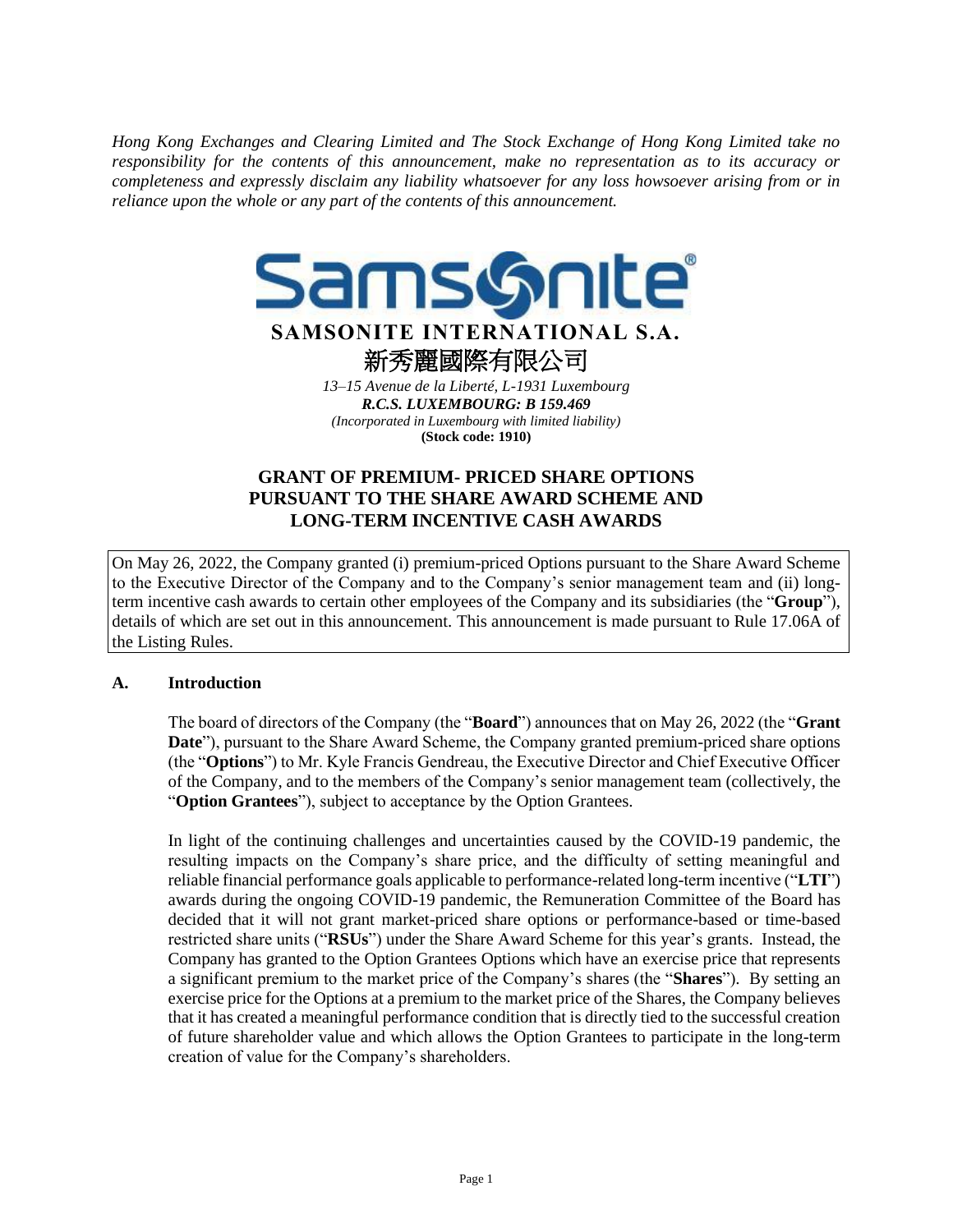*Hong Kong Exchanges and Clearing Limited and The Stock Exchange of Hong Kong Limited take no responsibility for the contents of this announcement, make no representation as to its accuracy or completeness and expressly disclaim any liability whatsoever for any loss howsoever arising from or in reliance upon the whole or any part of the contents of this announcement.*

**SAMSONITE INTERNATIONAL S.A.**

**新秀麗國際有限公司**

*13–15 Avenue de la Liberté, L-1931 Luxembourg*

***R.C.S. LUXEMBOURG: B 159.469***

*(Incorporated in Luxembourg with limited liability)*

**(Stock code: 1910)**

# GRANT OF PREMIUM- PRICED SHARE OPTIONS PURSUANT TO THE SHARE AWARD SCHEME AND LONG-TERM INCENTIVE CASH AWARDS

On May 26, 2022, the Company granted (i) premium-priced Options pursuant to the Share Award Scheme to the Executive Director of the Company and to the Company's senior management team and (ii) long-term incentive cash awards to certain other employees of the Company and its subsidiaries (the "**Group**"), details of which are set out in this announcement. This announcement is made pursuant to Rule 17.06A of the Listing Rules.

## A. Introduction

The board of directors of the Company (the "**Board**") announces that on May 26, 2022 (the "**Grant Date**"), pursuant to the Share Award Scheme, the Company granted premium-priced share options (the "**Options**") to Mr. Kyle Francis Gendreau, the Executive Director and Chief Executive Officer of the Company, and to the members of the Company's senior management team (collectively, the "**Option Grantees**"), subject to acceptance by the Option Grantees.

In light of the continuing challenges and uncertainties caused by the COVID-19 pandemic, the resulting impacts on the Company's share price, and the difficulty of setting meaningful and reliable financial performance goals applicable to performance-related long-term incentive ("**LTI**") awards during the ongoing COVID-19 pandemic, the Remuneration Committee of the Board has decided that it will not grant market-priced share options or performance-based or time-based restricted share units ("**RSUs**") under the Share Award Scheme for this year's grants. Instead, the Company has granted to the Option Grantees Options which have an exercise price that represents a significant premium to the market price of the Company's shares (the "**Shares**"). By setting an exercise price for the Options at a premium to the market price of the Shares, the Company believes that it has created a meaningful performance condition that is directly tied to the successful creation of future shareholder value and which allows the Option Grantees to participate in the long-term creation of value for the Company's shareholders.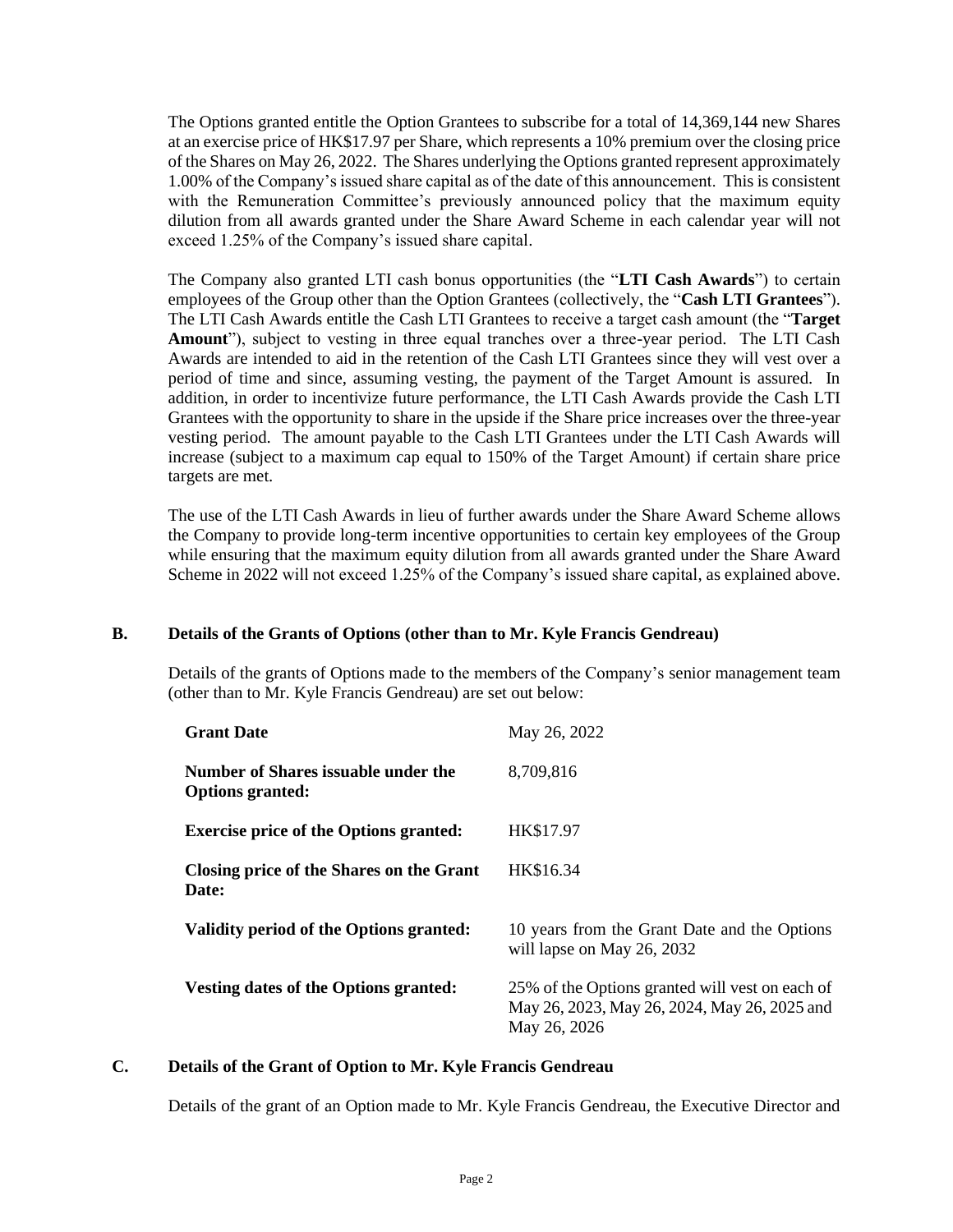The Options granted entitle the Option Grantees to subscribe for a total of 14,369,144 new Shares at an exercise price of HK$17.97 per Share, which represents a 10% premium over the closing price of the Shares on May 26, 2022. The Shares underlying the Options granted represent approximately 1.00% of the Company's issued share capital as of the date of this announcement. This is consistent with the Remuneration Committee's previously announced policy that the maximum equity dilution from all awards granted under the Share Award Scheme in each calendar year will not exceed 1.25% of the Company's issued share capital.

The Company also granted LTI cash bonus opportunities (the "**LTI Cash Awards**") to certain employees of the Group other than the Option Grantees (collectively, the "**Cash LTI Grantees**"). The LTI Cash Awards entitle the Cash LTI Grantees to receive a target cash amount (the "**Target Amount**"), subject to vesting in three equal tranches over a three-year period. The LTI Cash Awards are intended to aid in the retention of the Cash LTI Grantees since they will vest over a period of time and since, assuming vesting, the payment of the Target Amount is assured. In addition, in order to incentivize future performance, the LTI Cash Awards provide the Cash LTI Grantees with the opportunity to share in the upside if the Share price increases over the three-year vesting period. The amount payable to the Cash LTI Grantees under the LTI Cash Awards will increase (subject to a maximum cap equal to 150% of the Target Amount) if certain share price targets are met.

The use of the LTI Cash Awards in lieu of further awards under the Share Award Scheme allows the Company to provide long-term incentive opportunities to certain key employees of the Group while ensuring that the maximum equity dilution from all awards granted under the Share Award Scheme in 2022 will not exceed 1.25% of the Company's issued share capital, as explained above.

## B. Details of the Grants of Options (other than to Mr. Kyle Francis Gendreau)

Details of the grants of Options made to the members of the Company's senior management team (other than to Mr. Kyle Francis Gendreau) are set out below:

| | |
|---|---|
| **Grant Date** | May 26, 2022 |
| **Number of Shares issuable under the Options granted:** | 8,709,816 |
| **Exercise price of the Options granted:** | HK$17.97 |
| **Closing price of the Shares on the Grant Date:** | HK$16.34 |
| **Validity period of the Options granted:** | 10 years from the Grant Date and the Options will lapse on May 26, 2032 |
| **Vesting dates of the Options granted:** | 25% of the Options granted will vest on each of May 26, 2023, May 26, 2024, May 26, 2025 and May 26, 2026 |

## C. Details of the Grant of Option to Mr. Kyle Francis Gendreau

Details of the grant of an Option made to Mr. Kyle Francis Gendreau, the Executive Director and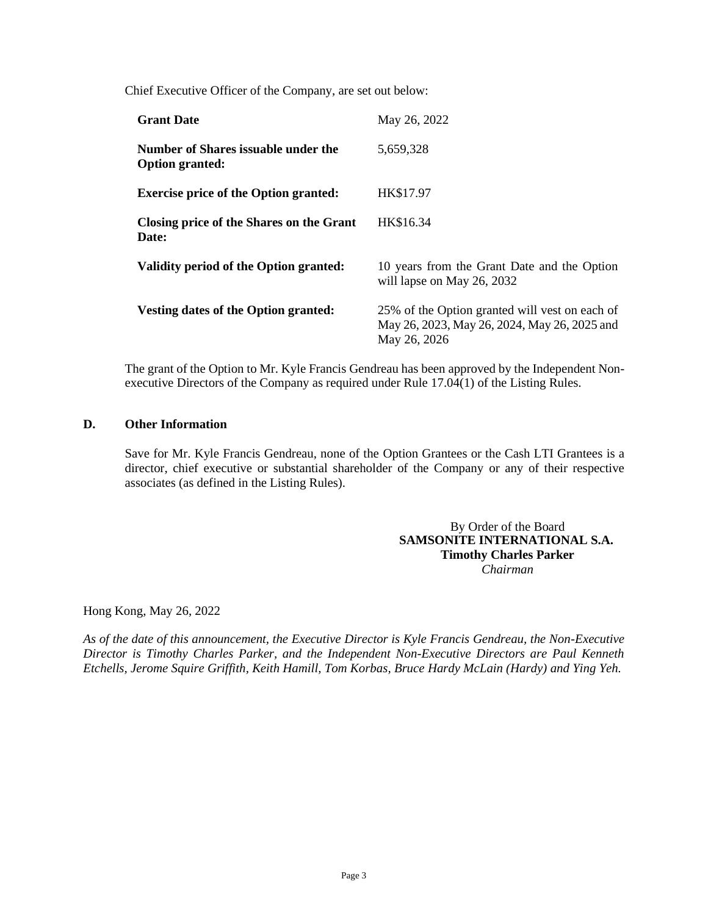Chief Executive Officer of the Company, are set out below:

| | |
|---|---|
| **Grant Date** | May 26, 2022 |
| **Number of Shares issuable under the Option granted:** | 5,659,328 |
| **Exercise price of the Option granted:** | HK$17.97 |
| **Closing price of the Shares on the Grant Date:** | HK$16.34 |
| **Validity period of the Option granted:** | 10 years from the Grant Date and the Option will lapse on May 26, 2032 |
| **Vesting dates of the Option granted:** | 25% of the Option granted will vest on each of May 26, 2023, May 26, 2024, May 26, 2025 and May 26, 2026 |

The grant of the Option to Mr. Kyle Francis Gendreau has been approved by the Independent Non-executive Directors of the Company as required under Rule 17.04(1) of the Listing Rules.

## D. Other Information

Save for Mr. Kyle Francis Gendreau, none of the Option Grantees or the Cash LTI Grantees is a director, chief executive or substantial shareholder of the Company or any of their respective associates (as defined in the Listing Rules).

By Order of the Board
**SAMSONITE INTERNATIONAL S.A.**
**Timothy Charles Parker**
*Chairman*

Hong Kong, May 26, 2022

*As of the date of this announcement, the Executive Director is Kyle Francis Gendreau, the Non-Executive Director is Timothy Charles Parker, and the Independent Non-Executive Directors are Paul Kenneth Etchells, Jerome Squire Griffith, Keith Hamill, Tom Korbas, Bruce Hardy McLain (Hardy) and Ying Yeh.*